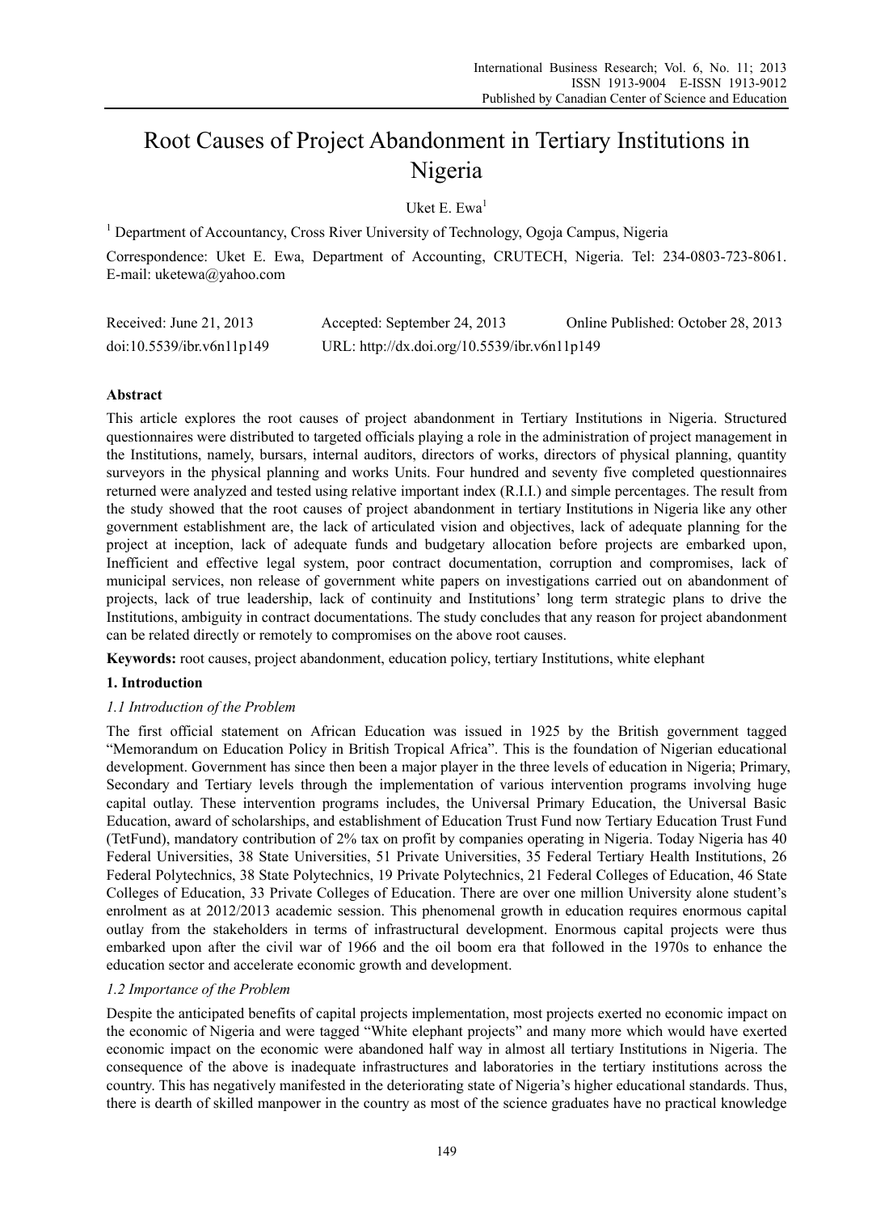# Root Causes of Project Abandonment in Tertiary Institutions in Nigeria

Uket E. Ewa[1]

[1] Department of Accountancy, Cross River University of Technology, Ogoja Campus, Nigeria

Correspondence: Uket E. Ewa, Department of Accounting, CRUTECH, Nigeria. Tel: 234-0803-723-8061. E-mail: uketewa@yahoo.com

| Received: June 21, 2013 | Accepted: September 24, 2013 | Online Published: October 28, 2013 |
|---|---|---|
| doi:10.5539/ibr.v6n11p149 | URL: http://dx.doi.org/10.5539/ibr.v6n11p149 | |

## Abstract

This article explores the root causes of project abandonment in Tertiary Institutions in Nigeria. Structured questionnaires were distributed to targeted officials playing a role in the administration of project management in the Institutions, namely, bursars, internal auditors, directors of works, directors of physical planning, quantity surveyors in the physical planning and works Units. Four hundred and seventy five completed questionnaires returned were analyzed and tested using relative important index (R.I.I.) and simple percentages. The result from the study showed that the root causes of project abandonment in tertiary Institutions in Nigeria like any other government establishment are, the lack of articulated vision and objectives, lack of adequate planning for the project at inception, lack of adequate funds and budgetary allocation before projects are embarked upon, Inefficient and effective legal system, poor contract documentation, corruption and compromises, lack of municipal services, non release of government white papers on investigations carried out on abandonment of projects, lack of true leadership, lack of continuity and Institutions' long term strategic plans to drive the Institutions, ambiguity in contract documentations. The study concludes that any reason for project abandonment can be related directly or remotely to compromises on the above root causes.

**Keywords:** root causes, project abandonment, education policy, tertiary Institutions, white elephant

## 1. Introduction

### *1.1 Introduction of the Problem*

The first official statement on African Education was issued in 1925 by the British government tagged "Memorandum on Education Policy in British Tropical Africa". This is the foundation of Nigerian educational development. Government has since then been a major player in the three levels of education in Nigeria; Primary, Secondary and Tertiary levels through the implementation of various intervention programs involving huge capital outlay. These intervention programs includes, the Universal Primary Education, the Universal Basic Education, award of scholarships, and establishment of Education Trust Fund now Tertiary Education Trust Fund (TetFund), mandatory contribution of 2% tax on profit by companies operating in Nigeria. Today Nigeria has 40 Federal Universities, 38 State Universities, 51 Private Universities, 35 Federal Tertiary Health Institutions, 26 Federal Polytechnics, 38 State Polytechnics, 19 Private Polytechnics, 21 Federal Colleges of Education, 46 State Colleges of Education, 33 Private Colleges of Education. There are over one million University alone student's enrolment as at 2012/2013 academic session. This phenomenal growth in education requires enormous capital outlay from the stakeholders in terms of infrastructural development. Enormous capital projects were thus embarked upon after the civil war of 1966 and the oil boom era that followed in the 1970s to enhance the education sector and accelerate economic growth and development.

### *1.2 Importance of the Problem*

Despite the anticipated benefits of capital projects implementation, most projects exerted no economic impact on the economic of Nigeria and were tagged "White elephant projects" and many more which would have exerted economic impact on the economic were abandoned half way in almost all tertiary Institutions in Nigeria. The consequence of the above is inadequate infrastructures and laboratories in the tertiary institutions across the country. This has negatively manifested in the deteriorating state of Nigeria's higher educational standards. Thus, there is dearth of skilled manpower in the country as most of the science graduates have no practical knowledge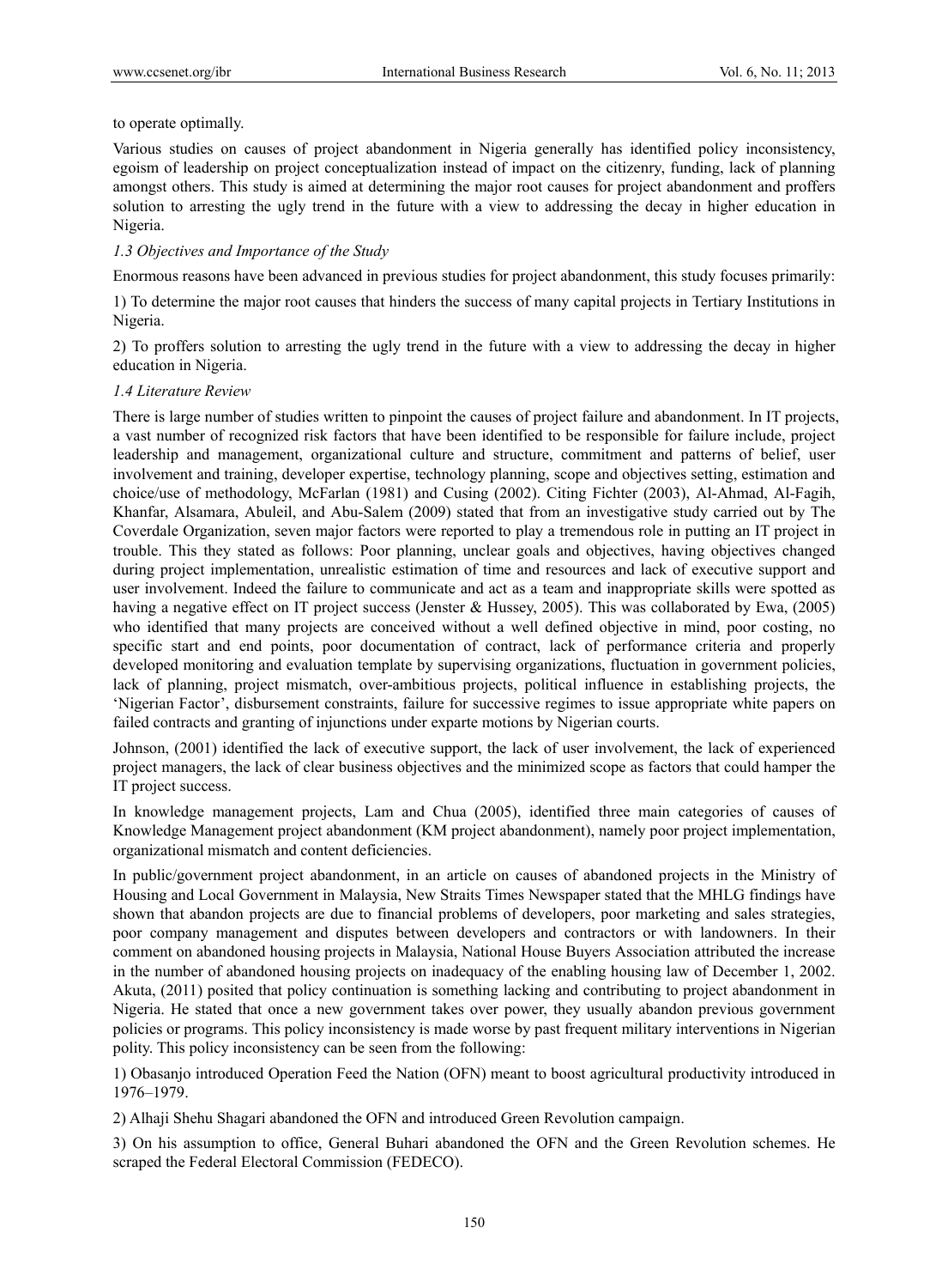to operate optimally.

Various studies on causes of project abandonment in Nigeria generally has identified policy inconsistency, egoism of leadership on project conceptualization instead of impact on the citizenry, funding, lack of planning amongst others. This study is aimed at determining the major root causes for project abandonment and proffers solution to arresting the ugly trend in the future with a view to addressing the decay in higher education in Nigeria.

### *1.3 Objectives and Importance of the Study*

Enormous reasons have been advanced in previous studies for project abandonment, this study focuses primarily:

1) To determine the major root causes that hinders the success of many capital projects in Tertiary Institutions in Nigeria.

2) To proffers solution to arresting the ugly trend in the future with a view to addressing the decay in higher education in Nigeria.

### *1.4 Literature Review*

There is large number of studies written to pinpoint the causes of project failure and abandonment. In IT projects, a vast number of recognized risk factors that have been identified to be responsible for failure include, project leadership and management, organizational culture and structure, commitment and patterns of belief, user involvement and training, developer expertise, technology planning, scope and objectives setting, estimation and choice/use of methodology, McFarlan (1981) and Cusing (2002). Citing Fichter (2003), Al-Ahmad, Al-Fagih, Khanfar, Alsamara, Abuleil, and Abu-Salem (2009) stated that from an investigative study carried out by The Coverdale Organization, seven major factors were reported to play a tremendous role in putting an IT project in trouble. This they stated as follows: Poor planning, unclear goals and objectives, having objectives changed during project implementation, unrealistic estimation of time and resources and lack of executive support and user involvement. Indeed the failure to communicate and act as a team and inappropriate skills were spotted as having a negative effect on IT project success (Jenster & Hussey, 2005). This was collaborated by Ewa, (2005) who identified that many projects are conceived without a well defined objective in mind, poor costing, no specific start and end points, poor documentation of contract, lack of performance criteria and properly developed monitoring and evaluation template by supervising organizations, fluctuation in government policies, lack of planning, project mismatch, over-ambitious projects, political influence in establishing projects, the 'Nigerian Factor', disbursement constraints, failure for successive regimes to issue appropriate white papers on failed contracts and granting of injunctions under exparte motions by Nigerian courts.

Johnson, (2001) identified the lack of executive support, the lack of user involvement, the lack of experienced project managers, the lack of clear business objectives and the minimized scope as factors that could hamper the IT project success.

In knowledge management projects, Lam and Chua (2005), identified three main categories of causes of Knowledge Management project abandonment (KM project abandonment), namely poor project implementation, organizational mismatch and content deficiencies.

In public/government project abandonment, in an article on causes of abandoned projects in the Ministry of Housing and Local Government in Malaysia, New Straits Times Newspaper stated that the MHLG findings have shown that abandon projects are due to financial problems of developers, poor marketing and sales strategies, poor company management and disputes between developers and contractors or with landowners. In their comment on abandoned housing projects in Malaysia, National House Buyers Association attributed the increase in the number of abandoned housing projects on inadequacy of the enabling housing law of December 1, 2002. Akuta, (2011) posited that policy continuation is something lacking and contributing to project abandonment in Nigeria. He stated that once a new government takes over power, they usually abandon previous government policies or programs. This policy inconsistency is made worse by past frequent military interventions in Nigerian polity. This policy inconsistency can be seen from the following:

1) Obasanjo introduced Operation Feed the Nation (OFN) meant to boost agricultural productivity introduced in 1976–1979.

2) Alhaji Shehu Shagari abandoned the OFN and introduced Green Revolution campaign.

3) On his assumption to office, General Buhari abandoned the OFN and the Green Revolution schemes. He scraped the Federal Electoral Commission (FEDECO).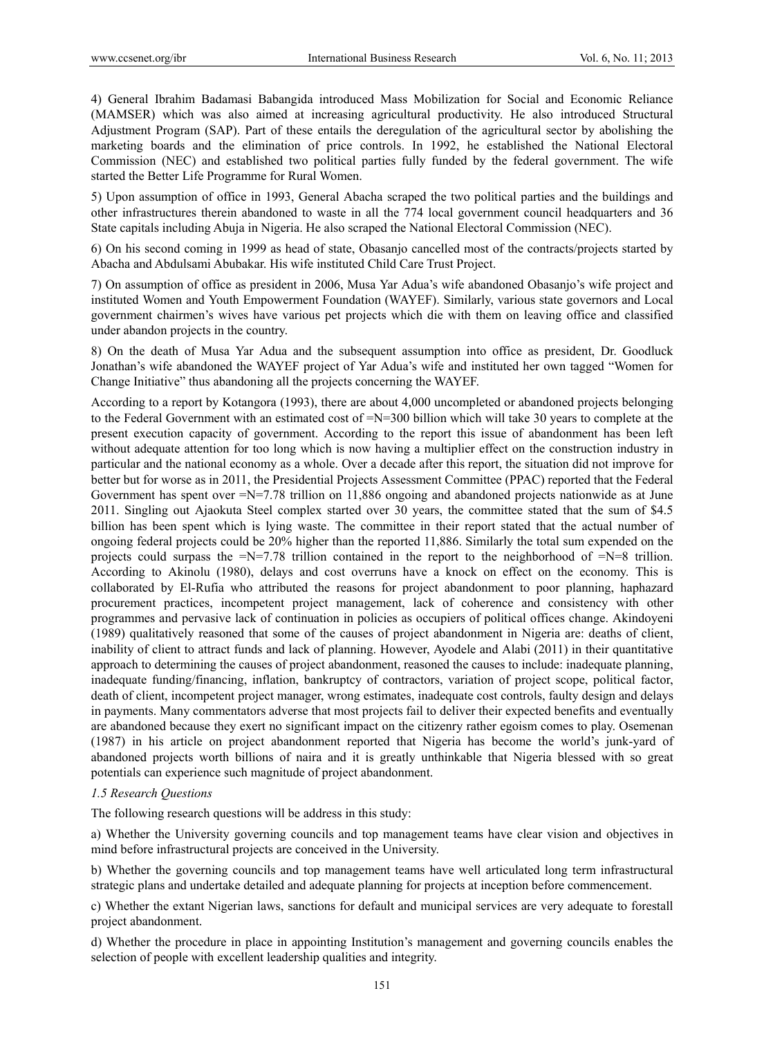4) General Ibrahim Badamasi Babangida introduced Mass Mobilization for Social and Economic Reliance (MAMSER) which was also aimed at increasing agricultural productivity. He also introduced Structural Adjustment Program (SAP). Part of these entails the deregulation of the agricultural sector by abolishing the marketing boards and the elimination of price controls. In 1992, he established the National Electoral Commission (NEC) and established two political parties fully funded by the federal government. The wife started the Better Life Programme for Rural Women.

5) Upon assumption of office in 1993, General Abacha scraped the two political parties and the buildings and other infrastructures therein abandoned to waste in all the 774 local government council headquarters and 36 State capitals including Abuja in Nigeria. He also scraped the National Electoral Commission (NEC).

6) On his second coming in 1999 as head of state, Obasanjo cancelled most of the contracts/projects started by Abacha and Abdulsami Abubakar. His wife instituted Child Care Trust Project.

7) On assumption of office as president in 2006, Musa Yar Adua's wife abandoned Obasanjo's wife project and instituted Women and Youth Empowerment Foundation (WAYEF). Similarly, various state governors and Local government chairmen's wives have various pet projects which die with them on leaving office and classified under abandon projects in the country.

8) On the death of Musa Yar Adua and the subsequent assumption into office as president, Dr. Goodluck Jonathan's wife abandoned the WAYEF project of Yar Adua's wife and instituted her own tagged "Women for Change Initiative" thus abandoning all the projects concerning the WAYEF.

According to a report by Kotangora (1993), there are about 4,000 uncompleted or abandoned projects belonging to the Federal Government with an estimated cost of =N=300 billion which will take 30 years to complete at the present execution capacity of government. According to the report this issue of abandonment has been left without adequate attention for too long which is now having a multiplier effect on the construction industry in particular and the national economy as a whole. Over a decade after this report, the situation did not improve for better but for worse as in 2011, the Presidential Projects Assessment Committee (PPAC) reported that the Federal Government has spent over =N=7.78 trillion on 11,886 ongoing and abandoned projects nationwide as at June 2011. Singling out Ajaokuta Steel complex started over 30 years, the committee stated that the sum of $4.5 billion has been spent which is lying waste. The committee in their report stated that the actual number of ongoing federal projects could be 20% higher than the reported 11,886. Similarly the total sum expended on the projects could surpass the =N=7.78 trillion contained in the report to the neighborhood of =N=8 trillion. According to Akinolu (1980), delays and cost overruns have a knock on effect on the economy. This is collaborated by El-Rufia who attributed the reasons for project abandonment to poor planning, haphazard procurement practices, incompetent project management, lack of coherence and consistency with other programmes and pervasive lack of continuation in policies as occupiers of political offices change. Akindoyeni (1989) qualitatively reasoned that some of the causes of project abandonment in Nigeria are: deaths of client, inability of client to attract funds and lack of planning. However, Ayodele and Alabi (2011) in their quantitative approach to determining the causes of project abandonment, reasoned the causes to include: inadequate planning, inadequate funding/financing, inflation, bankruptcy of contractors, variation of project scope, political factor, death of client, incompetent project manager, wrong estimates, inadequate cost controls, faulty design and delays in payments. Many commentators adverse that most projects fail to deliver their expected benefits and eventually are abandoned because they exert no significant impact on the citizenry rather egoism comes to play. Osemenan (1987) in his article on project abandonment reported that Nigeria has become the world's junk-yard of abandoned projects worth billions of naira and it is greatly unthinkable that Nigeria blessed with so great potentials can experience such magnitude of project abandonment.

### *1.5 Research Questions*

The following research questions will be address in this study:

a) Whether the University governing councils and top management teams have clear vision and objectives in mind before infrastructural projects are conceived in the University.

b) Whether the governing councils and top management teams have well articulated long term infrastructural strategic plans and undertake detailed and adequate planning for projects at inception before commencement.

c) Whether the extant Nigerian laws, sanctions for default and municipal services are very adequate to forestall project abandonment.

d) Whether the procedure in place in appointing Institution's management and governing councils enables the selection of people with excellent leadership qualities and integrity.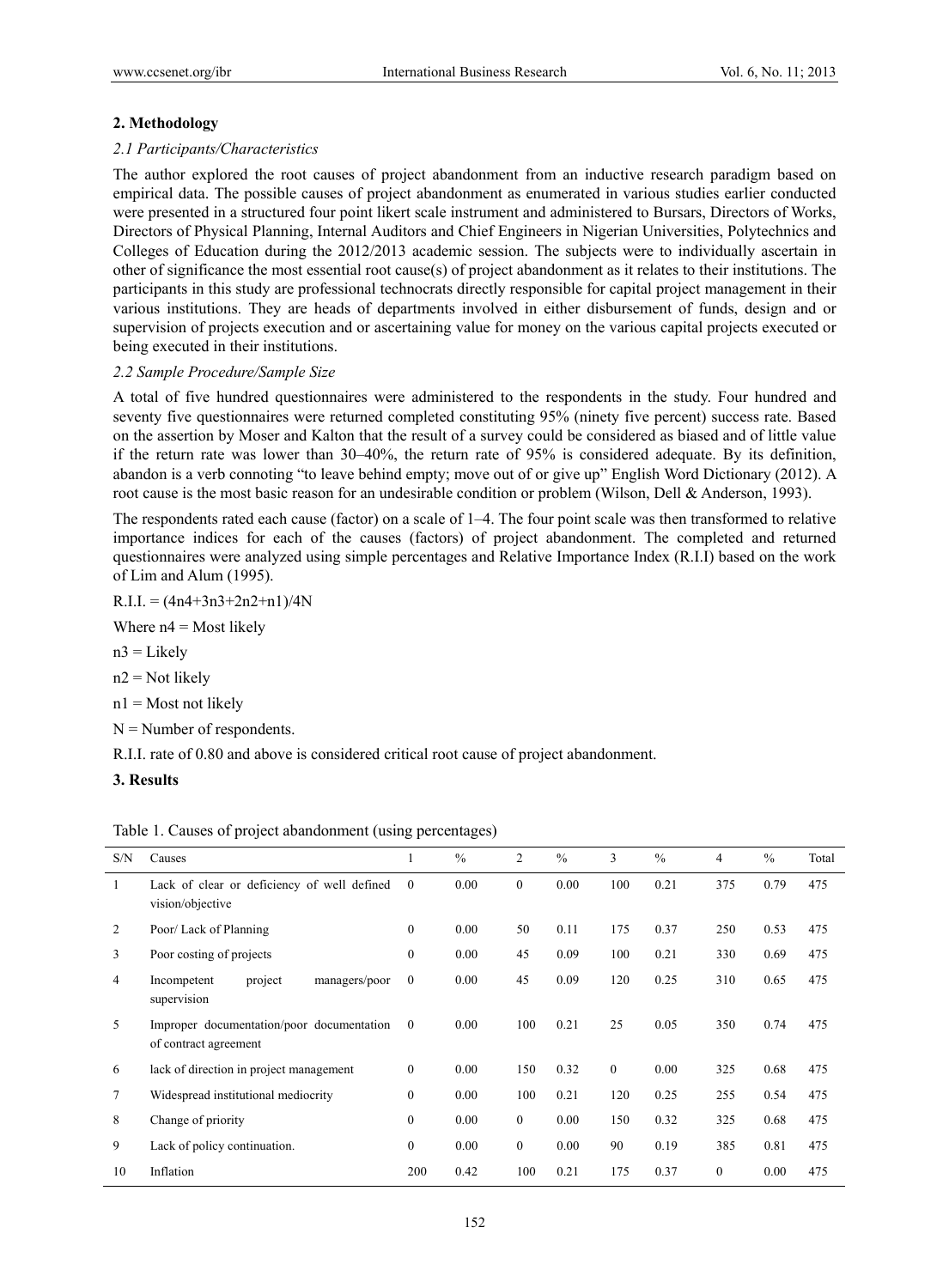## 2. Methodology

### *2.1 Participants/Characteristics*

The author explored the root causes of project abandonment from an inductive research paradigm based on empirical data. The possible causes of project abandonment as enumerated in various studies earlier conducted were presented in a structured four point likert scale instrument and administered to Bursars, Directors of Works, Directors of Physical Planning, Internal Auditors and Chief Engineers in Nigerian Universities, Polytechnics and Colleges of Education during the 2012/2013 academic session. The subjects were to individually ascertain in other of significance the most essential root cause(s) of project abandonment as it relates to their institutions. The participants in this study are professional technocrats directly responsible for capital project management in their various institutions. They are heads of departments involved in either disbursement of funds, design and or supervision of projects execution and or ascertaining value for money on the various capital projects executed or being executed in their institutions.

### *2.2 Sample Procedure/Sample Size*

A total of five hundred questionnaires were administered to the respondents in the study. Four hundred and seventy five questionnaires were returned completed constituting 95% (ninety five percent) success rate. Based on the assertion by Moser and Kalton that the result of a survey could be considered as biased and of little value if the return rate was lower than 30–40%, the return rate of 95% is considered adequate. By its definition, abandon is a verb connoting "to leave behind empty; move out of or give up" English Word Dictionary (2012). A root cause is the most basic reason for an undesirable condition or problem (Wilson, Dell & Anderson, 1993).

The respondents rated each cause (factor) on a scale of 1–4. The four point scale was then transformed to relative importance indices for each of the causes (factors) of project abandonment. The completed and returned questionnaires were analyzed using simple percentages and Relative Importance Index (R.I.I) based on the work of Lim and Alum (1995).

$$R.I.I. = (4n4+3n3+2n2+n1)/4N$$

Where n4 = Most likely

n3 = Likely

n2 = Not likely

n1 = Most not likely

N = Number of respondents.

R.I.I. rate of 0.80 and above is considered critical root cause of project abandonment.

## 3. Results

Table 1. Causes of project abandonment (using percentages)

| S/N | Causes | 1 | % | 2 | % | 3 | % | 4 | % | Total |
|---|---|---|---|---|---|---|---|---|---|---|
| 1 | Lack of clear or deficiency of well defined vision/objective | 0 | 0.00 | 0 | 0.00 | 100 | 0.21 | 375 | 0.79 | 475 |
| 2 | Poor/ Lack of Planning | 0 | 0.00 | 50 | 0.11 | 175 | 0.37 | 250 | 0.53 | 475 |
| 3 | Poor costing of projects | 0 | 0.00 | 45 | 0.09 | 100 | 0.21 | 330 | 0.69 | 475 |
| 4 | Incompetent project managers/poor supervision | 0 | 0.00 | 45 | 0.09 | 120 | 0.25 | 310 | 0.65 | 475 |
| 5 | Improper documentation/poor documentation of contract agreement | 0 | 0.00 | 100 | 0.21 | 25 | 0.05 | 350 | 0.74 | 475 |
| 6 | lack of direction in project management | 0 | 0.00 | 150 | 0.32 | 0 | 0.00 | 325 | 0.68 | 475 |
| 7 | Widespread institutional mediocrity | 0 | 0.00 | 100 | 0.21 | 120 | 0.25 | 255 | 0.54 | 475 |
| 8 | Change of priority | 0 | 0.00 | 0 | 0.00 | 150 | 0.32 | 325 | 0.68 | 475 |
| 9 | Lack of policy continuation. | 0 | 0.00 | 0 | 0.00 | 90 | 0.19 | 385 | 0.81 | 475 |
| 10 | Inflation | 200 | 0.42 | 100 | 0.21 | 175 | 0.37 | 0 | 0.00 | 475 |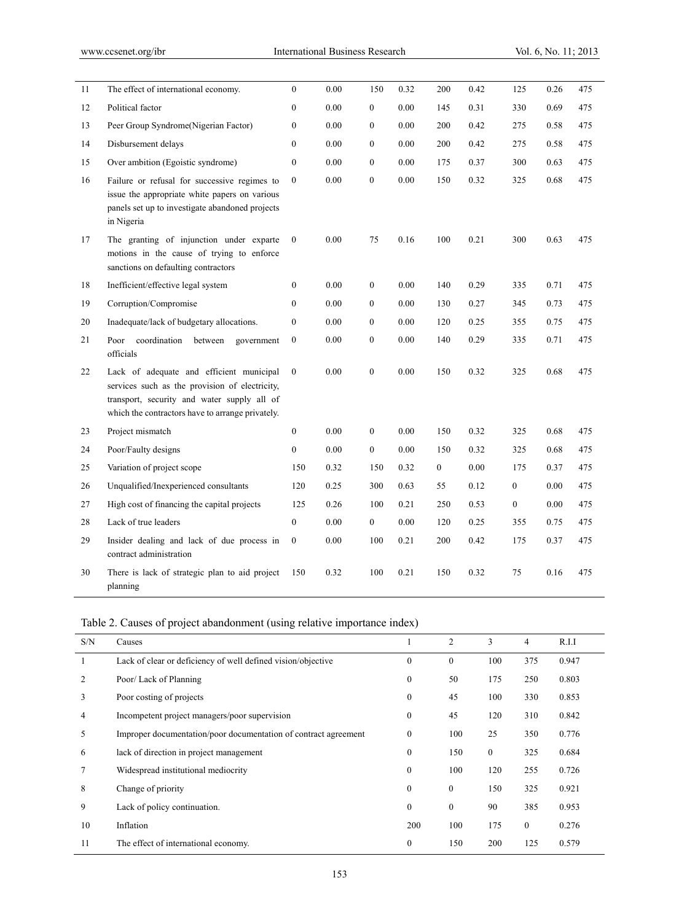| | | | | | | | | | | |
|---|---|---|---|---|---|---|---|---|---|---|
| 11 | The effect of international economy. | 0 | 0.00 | 150 | 0.32 | 200 | 0.42 | 125 | 0.26 | 475 |
| 12 | Political factor | 0 | 0.00 | 0 | 0.00 | 145 | 0.31 | 330 | 0.69 | 475 |
| 13 | Peer Group Syndrome(Nigerian Factor) | 0 | 0.00 | 0 | 0.00 | 200 | 0.42 | 275 | 0.58 | 475 |
| 14 | Disbursement delays | 0 | 0.00 | 0 | 0.00 | 200 | 0.42 | 275 | 0.58 | 475 |
| 15 | Over ambition (Egoistic syndrome) | 0 | 0.00 | 0 | 0.00 | 175 | 0.37 | 300 | 0.63 | 475 |
| 16 | Failure or refusal for successive regimes to issue the appropriate white papers on various panels set up to investigate abandoned projects in Nigeria | 0 | 0.00 | 0 | 0.00 | 150 | 0.32 | 325 | 0.68 | 475 |
| 17 | The granting of injunction under exparte motions in the cause of trying to enforce sanctions on defaulting contractors | 0 | 0.00 | 75 | 0.16 | 100 | 0.21 | 300 | 0.63 | 475 |
| 18 | Inefficient/effective legal system | 0 | 0.00 | 0 | 0.00 | 140 | 0.29 | 335 | 0.71 | 475 |
| 19 | Corruption/Compromise | 0 | 0.00 | 0 | 0.00 | 130 | 0.27 | 345 | 0.73 | 475 |
| 20 | Inadequate/lack of budgetary allocations. | 0 | 0.00 | 0 | 0.00 | 120 | 0.25 | 355 | 0.75 | 475 |
| 21 | Poor coordination between government officials | 0 | 0.00 | 0 | 0.00 | 140 | 0.29 | 335 | 0.71 | 475 |
| 22 | Lack of adequate and efficient municipal services such as the provision of electricity, transport, security and water supply all of which the contractors have to arrange privately. | 0 | 0.00 | 0 | 0.00 | 150 | 0.32 | 325 | 0.68 | 475 |
| 23 | Project mismatch | 0 | 0.00 | 0 | 0.00 | 150 | 0.32 | 325 | 0.68 | 475 |
| 24 | Poor/Faulty designs | 0 | 0.00 | 0 | 0.00 | 150 | 0.32 | 325 | 0.68 | 475 |
| 25 | Variation of project scope | 150 | 0.32 | 150 | 0.32 | 0 | 0.00 | 175 | 0.37 | 475 |
| 26 | Unqualified/Inexperienced consultants | 120 | 0.25 | 300 | 0.63 | 55 | 0.12 | 0 | 0.00 | 475 |
| 27 | High cost of financing the capital projects | 125 | 0.26 | 100 | 0.21 | 250 | 0.53 | 0 | 0.00 | 475 |
| 28 | Lack of true leaders | 0 | 0.00 | 0 | 0.00 | 120 | 0.25 | 355 | 0.75 | 475 |
| 29 | Insider dealing and lack of due process in contract administration | 0 | 0.00 | 100 | 0.21 | 200 | 0.42 | 175 | 0.37 | 475 |
| 30 | There is lack of strategic plan to aid project planning | 150 | 0.32 | 100 | 0.21 | 150 | 0.32 | 75 | 0.16 | 475 |

Table 2. Causes of project abandonment (using relative importance index)

| S/N | Causes | 1 | 2 | 3 | 4 | R.I.I |
|---|---|---|---|---|---|---|
| 1 | Lack of clear or deficiency of well defined vision/objective | 0 | 0 | 100 | 375 | 0.947 |
| 2 | Poor/ Lack of Planning | 0 | 50 | 175 | 250 | 0.803 |
| 3 | Poor costing of projects | 0 | 45 | 100 | 330 | 0.853 |
| 4 | Incompetent project managers/poor supervision | 0 | 45 | 120 | 310 | 0.842 |
| 5 | Improper documentation/poor documentation of contract agreement | 0 | 100 | 25 | 350 | 0.776 |
| 6 | lack of direction in project management | 0 | 150 | 0 | 325 | 0.684 |
| 7 | Widespread institutional mediocrity | 0 | 100 | 120 | 255 | 0.726 |
| 8 | Change of priority | 0 | 0 | 150 | 325 | 0.921 |
| 9 | Lack of policy continuation. | 0 | 0 | 90 | 385 | 0.953 |
| 10 | Inflation | 200 | 100 | 175 | 0 | 0.276 |
| 11 | The effect of international economy. | 0 | 150 | 200 | 125 | 0.579 |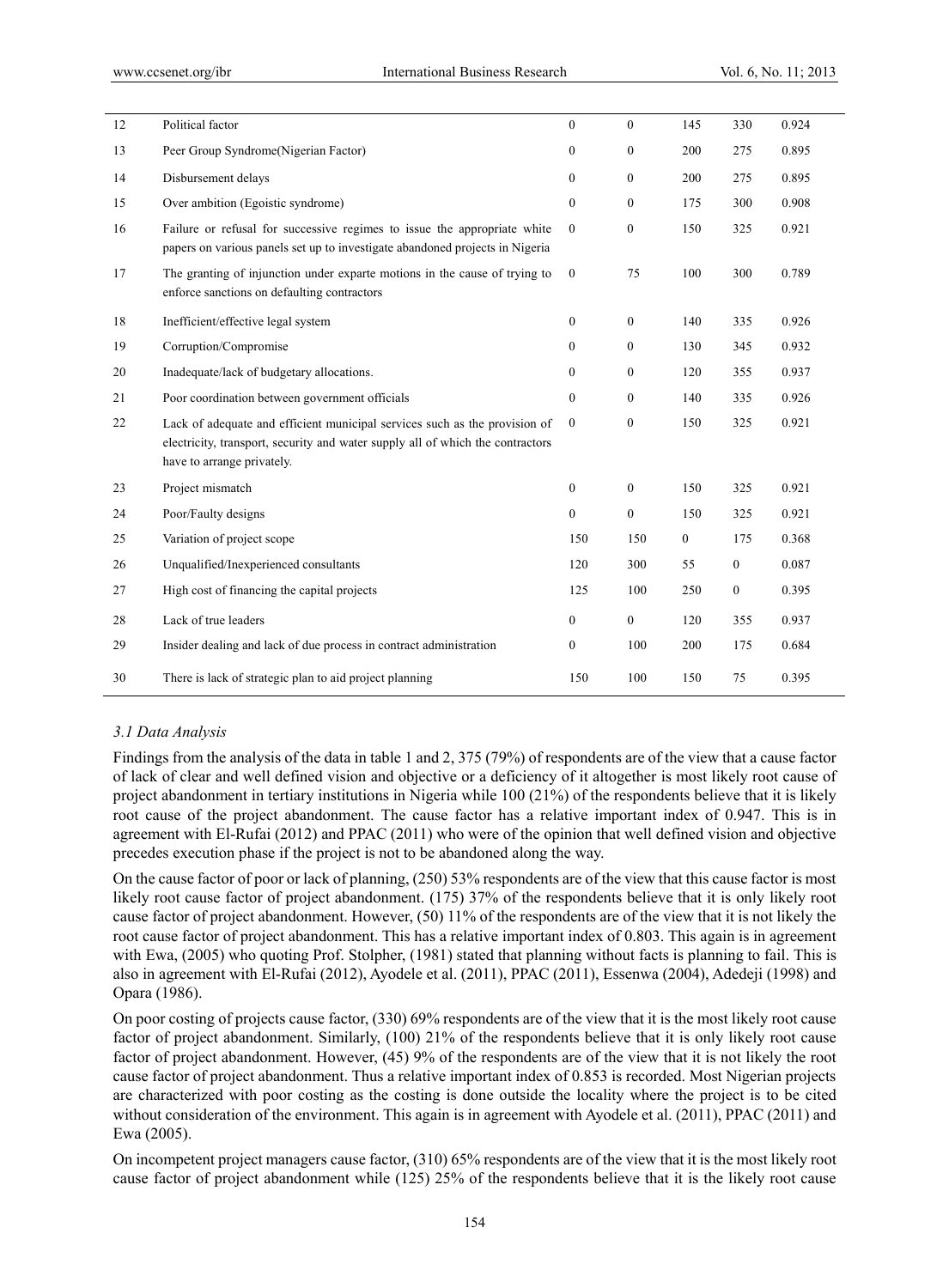| | | | | | | |
|---|---|---|---|---|---|---|
| 12 | Political factor | 0 | 0 | 145 | 330 | 0.924 |
| 13 | Peer Group Syndrome(Nigerian Factor) | 0 | 0 | 200 | 275 | 0.895 |
| 14 | Disbursement delays | 0 | 0 | 200 | 275 | 0.895 |
| 15 | Over ambition (Egoistic syndrome) | 0 | 0 | 175 | 300 | 0.908 |
| 16 | Failure or refusal for successive regimes to issue the appropriate white papers on various panels set up to investigate abandoned projects in Nigeria | 0 | 0 | 150 | 325 | 0.921 |
| 17 | The granting of injunction under exparte motions in the cause of trying to enforce sanctions on defaulting contractors | 0 | 75 | 100 | 300 | 0.789 |
| 18 | Inefficient/effective legal system | 0 | 0 | 140 | 335 | 0.926 |
| 19 | Corruption/Compromise | 0 | 0 | 130 | 345 | 0.932 |
| 20 | Inadequate/lack of budgetary allocations. | 0 | 0 | 120 | 355 | 0.937 |
| 21 | Poor coordination between government officials | 0 | 0 | 140 | 335 | 0.926 |
| 22 | Lack of adequate and efficient municipal services such as the provision of electricity, transport, security and water supply all of which the contractors have to arrange privately. | 0 | 0 | 150 | 325 | 0.921 |
| 23 | Project mismatch | 0 | 0 | 150 | 325 | 0.921 |
| 24 | Poor/Faulty designs | 0 | 0 | 150 | 325 | 0.921 |
| 25 | Variation of project scope | 150 | 150 | 0 | 175 | 0.368 |
| 26 | Unqualified/Inexperienced consultants | 120 | 300 | 55 | 0 | 0.087 |
| 27 | High cost of financing the capital projects | 125 | 100 | 250 | 0 | 0.395 |
| 28 | Lack of true leaders | 0 | 0 | 120 | 355 | 0.937 |
| 29 | Insider dealing and lack of due process in contract administration | 0 | 100 | 200 | 175 | 0.684 |
| 30 | There is lack of strategic plan to aid project planning | 150 | 100 | 150 | 75 | 0.395 |

### *3.1 Data Analysis*

Findings from the analysis of the data in table 1 and 2, 375 (79%) of respondents are of the view that a cause factor of lack of clear and well defined vision and objective or a deficiency of it altogether is most likely root cause of project abandonment in tertiary institutions in Nigeria while 100 (21%) of the respondents believe that it is likely root cause of the project abandonment. The cause factor has a relative important index of 0.947. This is in agreement with El-Rufai (2012) and PPAC (2011) who were of the opinion that well defined vision and objective precedes execution phase if the project is not to be abandoned along the way.

On the cause factor of poor or lack of planning, (250) 53% respondents are of the view that this cause factor is most likely root cause factor of project abandonment. (175) 37% of the respondents believe that it is only likely root cause factor of project abandonment. However, (50) 11% of the respondents are of the view that it is not likely the root cause factor of project abandonment. This has a relative important index of 0.803. This again is in agreement with Ewa, (2005) who quoting Prof. Stolpher, (1981) stated that planning without facts is planning to fail. This is also in agreement with El-Rufai (2012), Ayodele et al. (2011), PPAC (2011), Essenwa (2004), Adedeji (1998) and Opara (1986).

On poor costing of projects cause factor, (330) 69% respondents are of the view that it is the most likely root cause factor of project abandonment. Similarly, (100) 21% of the respondents believe that it is only likely root cause factor of project abandonment. However, (45) 9% of the respondents are of the view that it is not likely the root cause factor of project abandonment. Thus a relative important index of 0.853 is recorded. Most Nigerian projects are characterized with poor costing as the costing is done outside the locality where the project is to be cited without consideration of the environment. This again is in agreement with Ayodele et al. (2011), PPAC (2011) and Ewa (2005).

On incompetent project managers cause factor, (310) 65% respondents are of the view that it is the most likely root cause factor of project abandonment while (125) 25% of the respondents believe that it is the likely root cause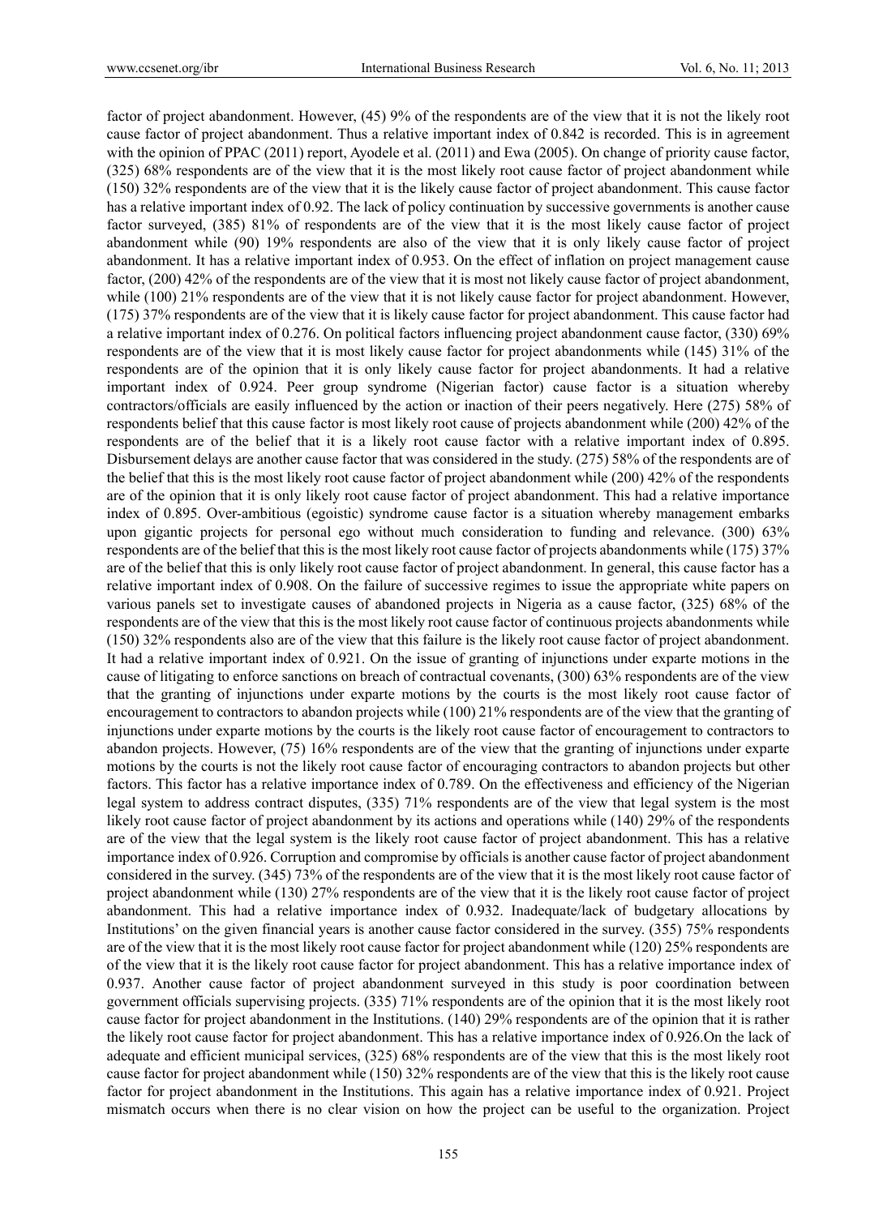factor of project abandonment. However, (45) 9% of the respondents are of the view that it is not the likely root cause factor of project abandonment. Thus a relative important index of 0.842 is recorded. This is in agreement with the opinion of PPAC (2011) report, Ayodele et al. (2011) and Ewa (2005). On change of priority cause factor, (325) 68% respondents are of the view that it is the most likely root cause factor of project abandonment while (150) 32% respondents are of the view that it is the likely cause factor of project abandonment. This cause factor has a relative important index of 0.92. The lack of policy continuation by successive governments is another cause factor surveyed, (385) 81% of respondents are of the view that it is the most likely cause factor of project abandonment while (90) 19% respondents are also of the view that it is only likely cause factor of project abandonment. It has a relative important index of 0.953. On the effect of inflation on project management cause factor, (200) 42% of the respondents are of the view that it is most not likely cause factor of project abandonment, while (100) 21% respondents are of the view that it is not likely cause factor for project abandonment. However, (175) 37% respondents are of the view that it is likely cause factor for project abandonment. This cause factor had a relative important index of 0.276. On political factors influencing project abandonment cause factor, (330) 69% respondents are of the view that it is most likely cause factor for project abandonments while (145) 31% of the respondents are of the opinion that it is only likely cause factor for project abandonments. It had a relative important index of 0.924. Peer group syndrome (Nigerian factor) cause factor is a situation whereby contractors/officials are easily influenced by the action or inaction of their peers negatively. Here (275) 58% of respondents belief that this cause factor is most likely root cause of projects abandonment while (200) 42% of the respondents are of the belief that it is a likely root cause factor with a relative important index of 0.895. Disbursement delays are another cause factor that was considered in the study. (275) 58% of the respondents are of the belief that this is the most likely root cause factor of project abandonment while (200) 42% of the respondents are of the opinion that it is only likely root cause factor of project abandonment. This had a relative importance index of 0.895. Over-ambitious (egoistic) syndrome cause factor is a situation whereby management embarks upon gigantic projects for personal ego without much consideration to funding and relevance. (300) 63% respondents are of the belief that this is the most likely root cause factor of projects abandonments while (175) 37% are of the belief that this is only likely root cause factor of project abandonment. In general, this cause factor has a relative important index of 0.908. On the failure of successive regimes to issue the appropriate white papers on various panels set to investigate causes of abandoned projects in Nigeria as a cause factor, (325) 68% of the respondents are of the view that this is the most likely root cause factor of continuous projects abandonments while (150) 32% respondents also are of the view that this failure is the likely root cause factor of project abandonment. It had a relative important index of 0.921. On the issue of granting of injunctions under exparte motions in the cause of litigating to enforce sanctions on breach of contractual covenants, (300) 63% respondents are of the view that the granting of injunctions under exparte motions by the courts is the most likely root cause factor of encouragement to contractors to abandon projects while (100) 21% respondents are of the view that the granting of injunctions under exparte motions by the courts is the likely root cause factor of encouragement to contractors to abandon projects. However, (75) 16% respondents are of the view that the granting of injunctions under exparte motions by the courts is not the likely root cause factor of encouraging contractors to abandon projects but other factors. This factor has a relative importance index of 0.789. On the effectiveness and efficiency of the Nigerian legal system to address contract disputes, (335) 71% respondents are of the view that legal system is the most likely root cause factor of project abandonment by its actions and operations while (140) 29% of the respondents are of the view that the legal system is the likely root cause factor of project abandonment. This has a relative importance index of 0.926. Corruption and compromise by officials is another cause factor of project abandonment considered in the survey. (345) 73% of the respondents are of the view that it is the most likely root cause factor of project abandonment while (130) 27% respondents are of the view that it is the likely root cause factor of project abandonment. This had a relative importance index of 0.932. Inadequate/lack of budgetary allocations by Institutions' on the given financial years is another cause factor considered in the survey. (355) 75% respondents are of the view that it is the most likely root cause factor for project abandonment while (120) 25% respondents are of the view that it is the likely root cause factor for project abandonment. This has a relative importance index of 0.937. Another cause factor of project abandonment surveyed in this study is poor coordination between government officials supervising projects. (335) 71% respondents are of the opinion that it is the most likely root cause factor for project abandonment in the Institutions. (140) 29% respondents are of the opinion that it is rather the likely root cause factor for project abandonment. This has a relative importance index of 0.926.On the lack of adequate and efficient municipal services, (325) 68% respondents are of the view that this is the most likely root cause factor for project abandonment while (150) 32% respondents are of the view that this is the likely root cause factor for project abandonment in the Institutions. This again has a relative importance index of 0.921. Project mismatch occurs when there is no clear vision on how the project can be useful to the organization. Project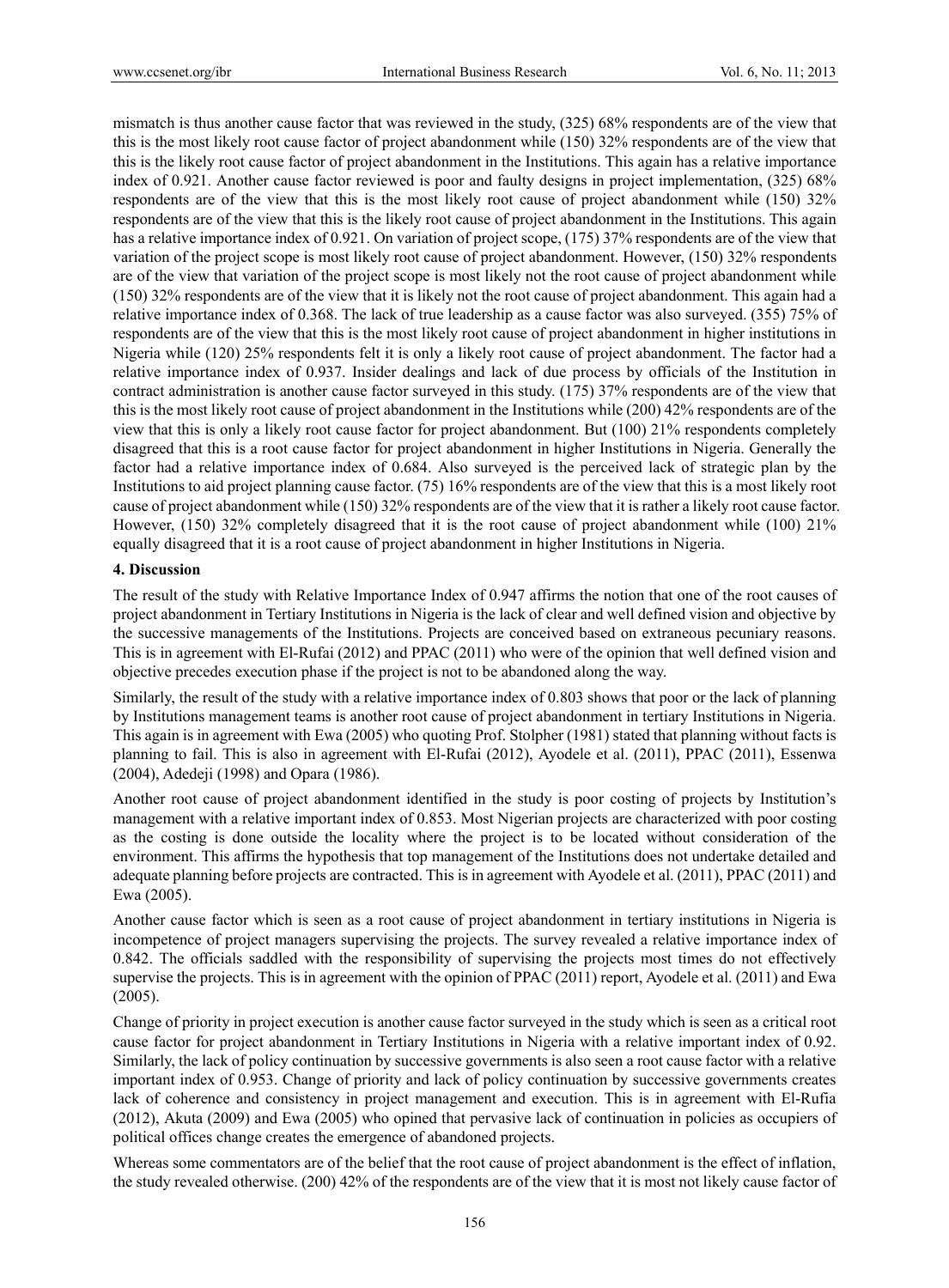mismatch is thus another cause factor that was reviewed in the study, (325) 68% respondents are of the view that this is the most likely root cause factor of project abandonment while (150) 32% respondents are of the view that this is the likely root cause factor of project abandonment in the Institutions. This again has a relative importance index of 0.921. Another cause factor reviewed is poor and faulty designs in project implementation, (325) 68% respondents are of the view that this is the most likely root cause of project abandonment while (150) 32% respondents are of the view that this is the likely root cause of project abandonment in the Institutions. This again has a relative importance index of 0.921. On variation of project scope, (175) 37% respondents are of the view that variation of the project scope is most likely root cause of project abandonment. However, (150) 32% respondents are of the view that variation of the project scope is most likely not the root cause of project abandonment while (150) 32% respondents are of the view that it is likely not the root cause of project abandonment. This again had a relative importance index of 0.368. The lack of true leadership as a cause factor was also surveyed. (355) 75% of respondents are of the view that this is the most likely root cause of project abandonment in higher institutions in Nigeria while (120) 25% respondents felt it is only a likely root cause of project abandonment. The factor had a relative importance index of 0.937. Insider dealings and lack of due process by officials of the Institution in contract administration is another cause factor surveyed in this study. (175) 37% respondents are of the view that this is the most likely root cause of project abandonment in the Institutions while (200) 42% respondents are of the view that this is only a likely root cause factor for project abandonment. But (100) 21% respondents completely disagreed that this is a root cause factor for project abandonment in higher Institutions in Nigeria. Generally the factor had a relative importance index of 0.684. Also surveyed is the perceived lack of strategic plan by the Institutions to aid project planning cause factor. (75) 16% respondents are of the view that this is a most likely root cause of project abandonment while (150) 32% respondents are of the view that it is rather a likely root cause factor. However, (150) 32% completely disagreed that it is the root cause of project abandonment while (100) 21% equally disagreed that it is a root cause of project abandonment in higher Institutions in Nigeria.

## 4. Discussion

The result of the study with Relative Importance Index of 0.947 affirms the notion that one of the root causes of project abandonment in Tertiary Institutions in Nigeria is the lack of clear and well defined vision and objective by the successive managements of the Institutions. Projects are conceived based on extraneous pecuniary reasons. This is in agreement with El-Rufai (2012) and PPAC (2011) who were of the opinion that well defined vision and objective precedes execution phase if the project is not to be abandoned along the way.

Similarly, the result of the study with a relative importance index of 0.803 shows that poor or the lack of planning by Institutions management teams is another root cause of project abandonment in tertiary Institutions in Nigeria. This again is in agreement with Ewa (2005) who quoting Prof. Stolpher (1981) stated that planning without facts is planning to fail. This is also in agreement with El-Rufai (2012), Ayodele et al. (2011), PPAC (2011), Essenwa (2004), Adedeji (1998) and Opara (1986).

Another root cause of project abandonment identified in the study is poor costing of projects by Institution's management with a relative important index of 0.853. Most Nigerian projects are characterized with poor costing as the costing is done outside the locality where the project is to be located without consideration of the environment. This affirms the hypothesis that top management of the Institutions does not undertake detailed and adequate planning before projects are contracted. This is in agreement with Ayodele et al. (2011), PPAC (2011) and Ewa (2005).

Another cause factor which is seen as a root cause of project abandonment in tertiary institutions in Nigeria is incompetence of project managers supervising the projects. The survey revealed a relative importance index of 0.842. The officials saddled with the responsibility of supervising the projects most times do not effectively supervise the projects. This is in agreement with the opinion of PPAC (2011) report, Ayodele et al. (2011) and Ewa (2005).

Change of priority in project execution is another cause factor surveyed in the study which is seen as a critical root cause factor for project abandonment in Tertiary Institutions in Nigeria with a relative important index of 0.92. Similarly, the lack of policy continuation by successive governments is also seen a root cause factor with a relative important index of 0.953. Change of priority and lack of policy continuation by successive governments creates lack of coherence and consistency in project management and execution. This is in agreement with El-Rufia (2012), Akuta (2009) and Ewa (2005) who opined that pervasive lack of continuation in policies as occupiers of political offices change creates the emergence of abandoned projects.

Whereas some commentators are of the belief that the root cause of project abandonment is the effect of inflation, the study revealed otherwise. (200) 42% of the respondents are of the view that it is most not likely cause factor of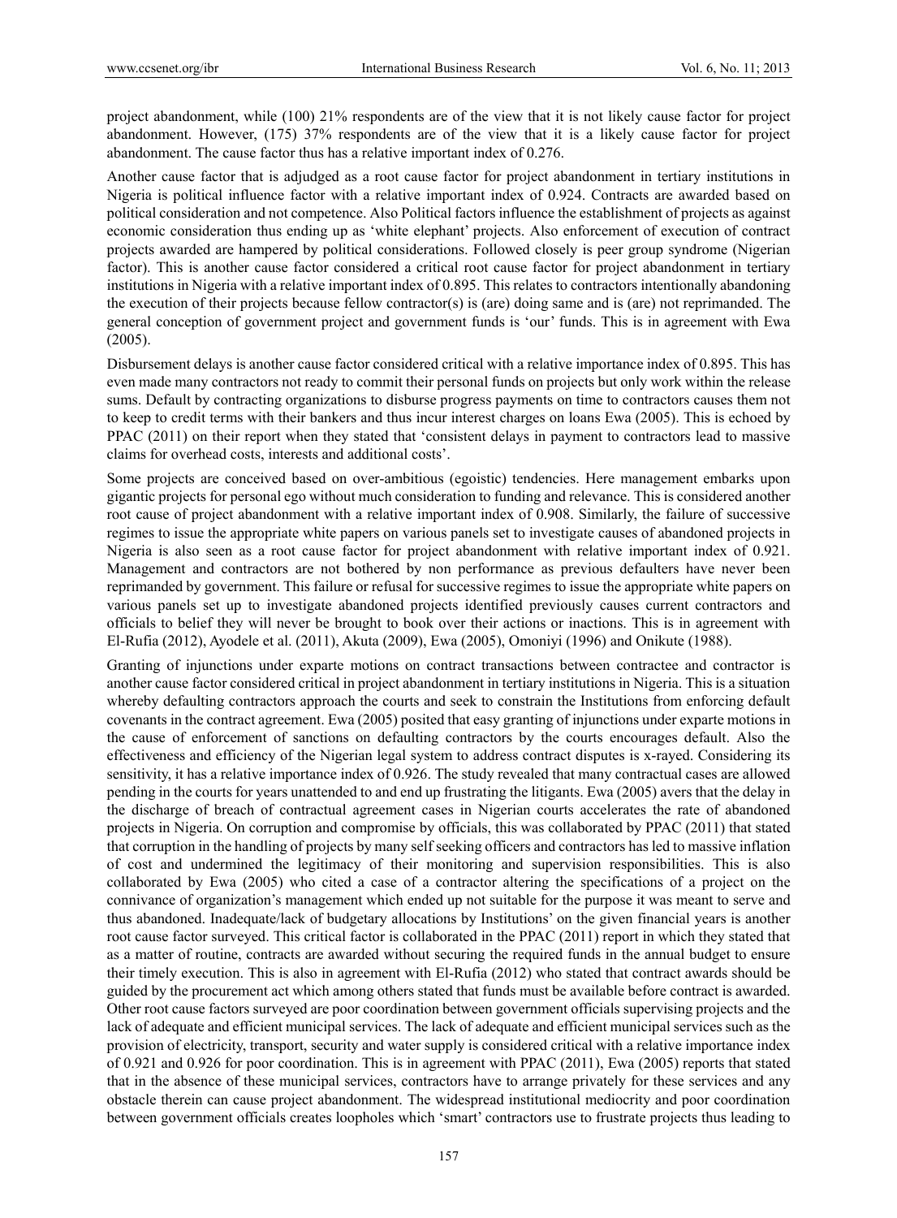project abandonment, while (100) 21% respondents are of the view that it is not likely cause factor for project abandonment. However, (175) 37% respondents are of the view that it is a likely cause factor for project abandonment. The cause factor thus has a relative important index of 0.276.

Another cause factor that is adjudged as a root cause factor for project abandonment in tertiary institutions in Nigeria is political influence factor with a relative important index of 0.924. Contracts are awarded based on political consideration and not competence. Also Political factors influence the establishment of projects as against economic consideration thus ending up as 'white elephant' projects. Also enforcement of execution of contract projects awarded are hampered by political considerations. Followed closely is peer group syndrome (Nigerian factor). This is another cause factor considered a critical root cause factor for project abandonment in tertiary institutions in Nigeria with a relative important index of 0.895. This relates to contractors intentionally abandoning the execution of their projects because fellow contractor(s) is (are) doing same and is (are) not reprimanded. The general conception of government project and government funds is 'our' funds. This is in agreement with Ewa (2005).

Disbursement delays is another cause factor considered critical with a relative importance index of 0.895. This has even made many contractors not ready to commit their personal funds on projects but only work within the release sums. Default by contracting organizations to disburse progress payments on time to contractors causes them not to keep to credit terms with their bankers and thus incur interest charges on loans Ewa (2005). This is echoed by PPAC (2011) on their report when they stated that 'consistent delays in payment to contractors lead to massive claims for overhead costs, interests and additional costs'.

Some projects are conceived based on over-ambitious (egoistic) tendencies. Here management embarks upon gigantic projects for personal ego without much consideration to funding and relevance. This is considered another root cause of project abandonment with a relative important index of 0.908. Similarly, the failure of successive regimes to issue the appropriate white papers on various panels set to investigate causes of abandoned projects in Nigeria is also seen as a root cause factor for project abandonment with relative important index of 0.921. Management and contractors are not bothered by non performance as previous defaulters have never been reprimanded by government. This failure or refusal for successive regimes to issue the appropriate white papers on various panels set up to investigate abandoned projects identified previously causes current contractors and officials to belief they will never be brought to book over their actions or inactions. This is in agreement with El-Rufia (2012), Ayodele et al. (2011), Akuta (2009), Ewa (2005), Omoniyi (1996) and Onikute (1988).

Granting of injunctions under exparte motions on contract transactions between contractee and contractor is another cause factor considered critical in project abandonment in tertiary institutions in Nigeria. This is a situation whereby defaulting contractors approach the courts and seek to constrain the Institutions from enforcing default covenants in the contract agreement. Ewa (2005) posited that easy granting of injunctions under exparte motions in the cause of enforcement of sanctions on defaulting contractors by the courts encourages default. Also the effectiveness and efficiency of the Nigerian legal system to address contract disputes is x-rayed. Considering its sensitivity, it has a relative importance index of 0.926. The study revealed that many contractual cases are allowed pending in the courts for years unattended to and end up frustrating the litigants. Ewa (2005) avers that the delay in the discharge of breach of contractual agreement cases in Nigerian courts accelerates the rate of abandoned projects in Nigeria. On corruption and compromise by officials, this was collaborated by PPAC (2011) that stated that corruption in the handling of projects by many self seeking officers and contractors has led to massive inflation of cost and undermined the legitimacy of their monitoring and supervision responsibilities. This is also collaborated by Ewa (2005) who cited a case of a contractor altering the specifications of a project on the connivance of organization's management which ended up not suitable for the purpose it was meant to serve and thus abandoned. Inadequate/lack of budgetary allocations by Institutions' on the given financial years is another root cause factor surveyed. This critical factor is collaborated in the PPAC (2011) report in which they stated that as a matter of routine, contracts are awarded without securing the required funds in the annual budget to ensure their timely execution. This is also in agreement with El-Rufia (2012) who stated that contract awards should be guided by the procurement act which among others stated that funds must be available before contract is awarded. Other root cause factors surveyed are poor coordination between government officials supervising projects and the lack of adequate and efficient municipal services. The lack of adequate and efficient municipal services such as the provision of electricity, transport, security and water supply is considered critical with a relative importance index of 0.921 and 0.926 for poor coordination. This is in agreement with PPAC (2011), Ewa (2005) reports that stated that in the absence of these municipal services, contractors have to arrange privately for these services and any obstacle therein can cause project abandonment. The widespread institutional mediocrity and poor coordination between government officials creates loopholes which 'smart' contractors use to frustrate projects thus leading to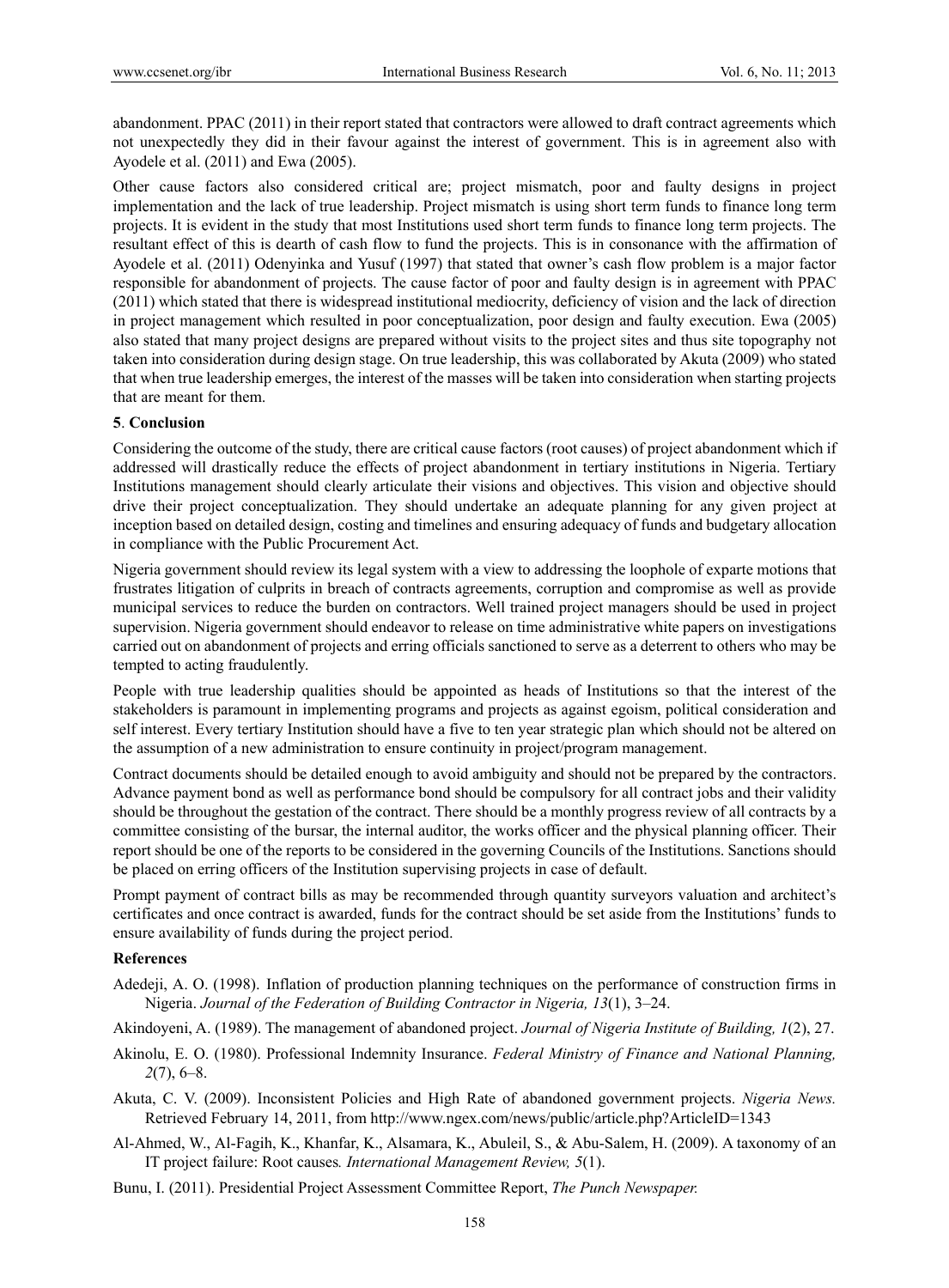abandonment. PPAC (2011) in their report stated that contractors were allowed to draft contract agreements which not unexpectedly they did in their favour against the interest of government. This is in agreement also with Ayodele et al. (2011) and Ewa (2005).

Other cause factors also considered critical are; project mismatch, poor and faulty designs in project implementation and the lack of true leadership. Project mismatch is using short term funds to finance long term projects. It is evident in the study that most Institutions used short term funds to finance long term projects. The resultant effect of this is dearth of cash flow to fund the projects. This is in consonance with the affirmation of Ayodele et al. (2011) Odenyinka and Yusuf (1997) that stated that owner's cash flow problem is a major factor responsible for abandonment of projects. The cause factor of poor and faulty design is in agreement with PPAC (2011) which stated that there is widespread institutional mediocrity, deficiency of vision and the lack of direction in project management which resulted in poor conceptualization, poor design and faulty execution. Ewa (2005) also stated that many project designs are prepared without visits to the project sites and thus site topography not taken into consideration during design stage. On true leadership, this was collaborated by Akuta (2009) who stated that when true leadership emerges, the interest of the masses will be taken into consideration when starting projects that are meant for them.

## 5. Conclusion

Considering the outcome of the study, there are critical cause factors (root causes) of project abandonment which if addressed will drastically reduce the effects of project abandonment in tertiary institutions in Nigeria. Tertiary Institutions management should clearly articulate their visions and objectives. This vision and objective should drive their project conceptualization. They should undertake an adequate planning for any given project at inception based on detailed design, costing and timelines and ensuring adequacy of funds and budgetary allocation in compliance with the Public Procurement Act.

Nigeria government should review its legal system with a view to addressing the loophole of exparte motions that frustrates litigation of culprits in breach of contracts agreements, corruption and compromise as well as provide municipal services to reduce the burden on contractors. Well trained project managers should be used in project supervision. Nigeria government should endeavor to release on time administrative white papers on investigations carried out on abandonment of projects and erring officials sanctioned to serve as a deterrent to others who may be tempted to acting fraudulently.

People with true leadership qualities should be appointed as heads of Institutions so that the interest of the stakeholders is paramount in implementing programs and projects as against egoism, political consideration and self interest. Every tertiary Institution should have a five to ten year strategic plan which should not be altered on the assumption of a new administration to ensure continuity in project/program management.

Contract documents should be detailed enough to avoid ambiguity and should not be prepared by the contractors. Advance payment bond as well as performance bond should be compulsory for all contract jobs and their validity should be throughout the gestation of the contract. There should be a monthly progress review of all contracts by a committee consisting of the bursar, the internal auditor, the works officer and the physical planning officer. Their report should be one of the reports to be considered in the governing Councils of the Institutions. Sanctions should be placed on erring officers of the Institution supervising projects in case of default.

Prompt payment of contract bills as may be recommended through quantity surveyors valuation and architect's certificates and once contract is awarded, funds for the contract should be set aside from the Institutions' funds to ensure availability of funds during the project period.

## References

Adedeji, A. O. (1998). Inflation of production planning techniques on the performance of construction firms in Nigeria. *Journal of the Federation of Building Contractor in Nigeria, 13*(1), 3–24.

Akindoyeni, A. (1989). The management of abandoned project. *Journal of Nigeria Institute of Building, 1*(2), 27.

Akinolu, E. O. (1980). Professional Indemnity Insurance. *Federal Ministry of Finance and National Planning, 2*(7), 6–8.

Akuta, C. V. (2009). Inconsistent Policies and High Rate of abandoned government projects. *Nigeria News.* Retrieved February 14, 2011, from http://www.ngex.com/news/public/article.php?ArticleID=1343

Al-Ahmed, W., Al-Fagih, K., Khanfar, K., Alsamara, K., Abuleil, S., & Abu-Salem, H. (2009). A taxonomy of an IT project failure: Root causes*. International Management Review, 5*(1).

Bunu, I. (2011). Presidential Project Assessment Committee Report, *The Punch Newspaper.*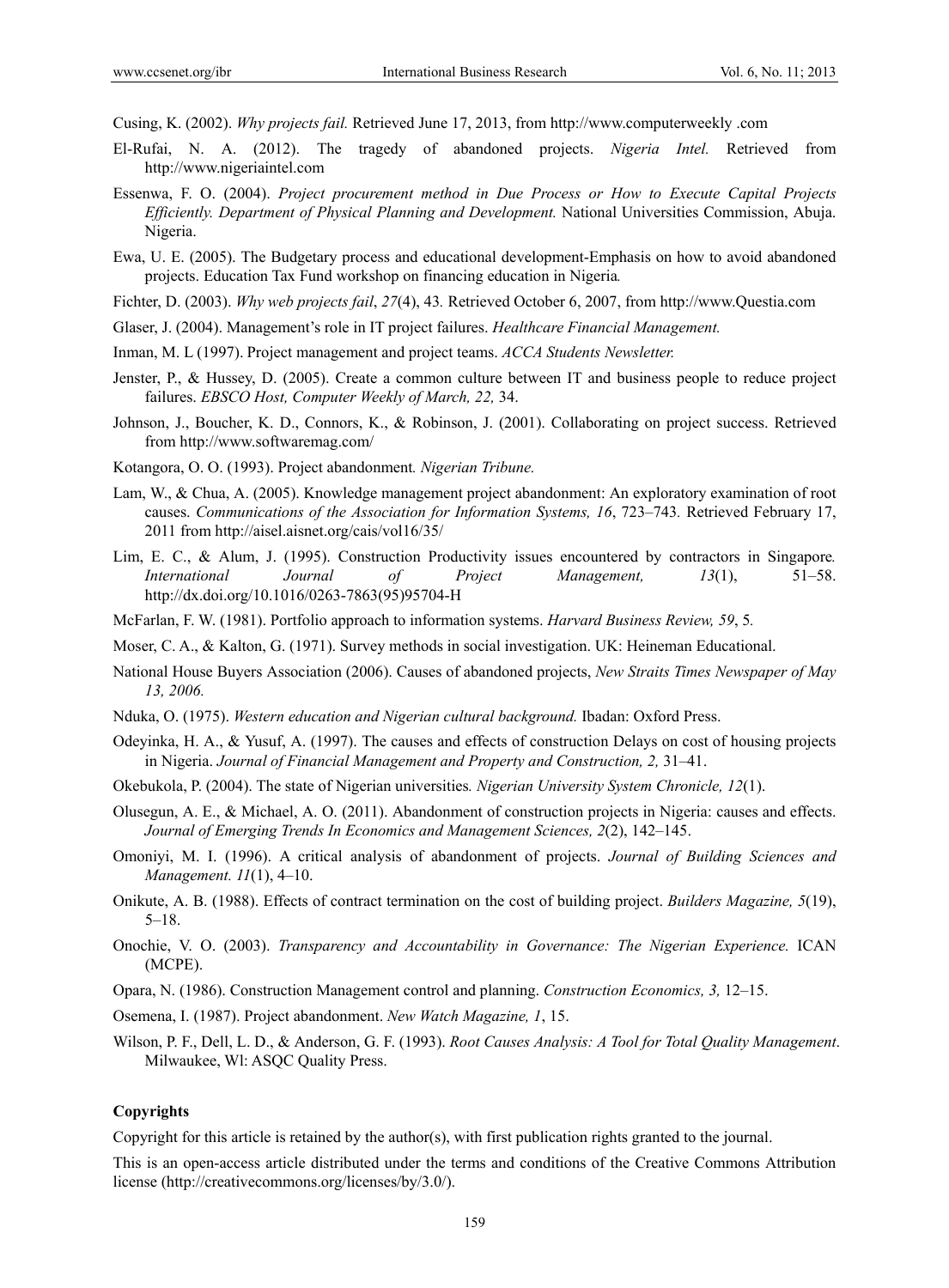Cusing, K. (2002). *Why projects fail.* Retrieved June 17, 2013, from http://www.computerweekly .com

El-Rufai, N. A. (2012). The tragedy of abandoned projects. *Nigeria Intel.* Retrieved from http://www.nigeriaintel.com

Essenwa, F. O. (2004). *Project procurement method in Due Process or How to Execute Capital Projects Efficiently. Department of Physical Planning and Development.* National Universities Commission, Abuja. Nigeria.

Ewa, U. E. (2005). The Budgetary process and educational development-Emphasis on how to avoid abandoned projects. Education Tax Fund workshop on financing education in Nigeria*.*

Fichter, D. (2003). *Why web projects fail*, *27*(4), 43*.* Retrieved October 6, 2007, from http://www.Questia.com

Glaser, J. (2004). Management's role in IT project failures. *Healthcare Financial Management.*

Inman, M. L (1997). Project management and project teams. *ACCA Students Newsletter.*

Jenster, P., & Hussey, D. (2005). Create a common culture between IT and business people to reduce project failures. *EBSCO Host, Computer Weekly of March, 22,* 34.

Johnson, J., Boucher, K. D., Connors, K., & Robinson, J. (2001). Collaborating on project success. Retrieved from http://www.softwaremag.com/

Kotangora, O. O. (1993). Project abandonment*. Nigerian Tribune.*

Lam, W., & Chua, A. (2005). Knowledge management project abandonment: An exploratory examination of root causes. *Communications of the Association for Information Systems, 16*, 723–743*.* Retrieved February 17, 2011 from http://aisel.aisnet.org/cais/vol16/35/

Lim, E. C., & Alum, J. (1995). Construction Productivity issues encountered by contractors in Singapore*. International Journal of Project Management, 13*(1), 51–58. http://dx.doi.org/10.1016/0263-7863(95)95704-H

McFarlan, F. W. (1981). Portfolio approach to information systems. *Harvard Business Review, 59*, 5*.*

Moser, C. A., & Kalton, G. (1971). Survey methods in social investigation. UK: Heineman Educational.

National House Buyers Association (2006). Causes of abandoned projects, *New Straits Times Newspaper of May 13, 2006.*

Nduka, O. (1975). *Western education and Nigerian cultural background.* Ibadan: Oxford Press.

Odeyinka, H. A., & Yusuf, A. (1997). The causes and effects of construction Delays on cost of housing projects in Nigeria. *Journal of Financial Management and Property and Construction, 2,* 31–41.

Okebukola, P. (2004). The state of Nigerian universities*. Nigerian University System Chronicle, 12*(1).

Olusegun, A. E., & Michael, A. O. (2011). Abandonment of construction projects in Nigeria: causes and effects. *Journal of Emerging Trends In Economics and Management Sciences, 2*(2), 142–145.

Omoniyi, M. I. (1996). A critical analysis of abandonment of projects. *Journal of Building Sciences and Management. 11*(1), 4–10.

Onikute, A. B. (1988). Effects of contract termination on the cost of building project. *Builders Magazine, 5*(19), 5–18.

Onochie, V. O. (2003). *Transparency and Accountability in Governance: The Nigerian Experience.* ICAN (MCPE).

Opara, N. (1986). Construction Management control and planning. *Construction Economics, 3,* 12–15.

Osemena, I. (1987). Project abandonment. *New Watch Magazine, 1*, 15.

Wilson, P. F., Dell, L. D., & Anderson, G. F. (1993). *Root Causes Analysis: A Tool for Total Quality Management*. Milwaukee, Wl: ASQC Quality Press.

**Copyrights**

Copyright for this article is retained by the author(s), with first publication rights granted to the journal.

This is an open-access article distributed under the terms and conditions of the Creative Commons Attribution license (http://creativecommons.org/licenses/by/3.0/).